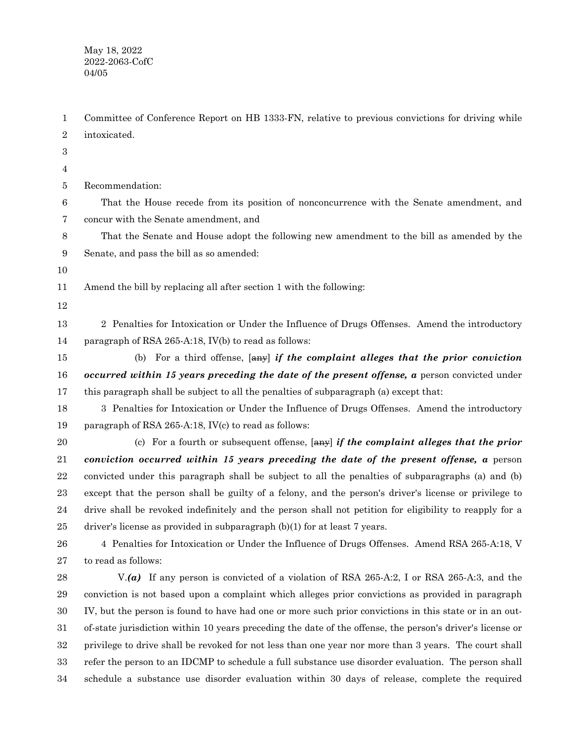May 18, 2022
2022-2063-CofC
04/05

Committee of Conference Report on HB 1333-FN, relative to previous convictions for driving while intoxicated.

Recommendation:

That the House recede from its position of nonconcurrence with the Senate amendment, and concur with the Senate amendment, and

That the Senate and House adopt the following new amendment to the bill as amended by the Senate, and pass the bill as so amended:

Amend the bill by replacing all after section 1 with the following:

2 Penalties for Intoxication or Under the Influence of Drugs Offenses. Amend the introductory paragraph of RSA 265-A:18, IV(b) to read as follows:

(b) For a third offense, [~~any~~] ***if the complaint alleges that the prior conviction occurred within 15 years preceding the date of the present offense, a*** person convicted under this paragraph shall be subject to all the penalties of subparagraph (a) except that:

3 Penalties for Intoxication or Under the Influence of Drugs Offenses. Amend the introductory paragraph of RSA 265-A:18, IV(c) to read as follows:

(c) For a fourth or subsequent offense, [~~any~~] ***if the complaint alleges that the prior conviction occurred within 15 years preceding the date of the present offense, a*** person convicted under this paragraph shall be subject to all the penalties of subparagraphs (a) and (b) except that the person shall be guilty of a felony, and the person's driver's license or privilege to drive shall be revoked indefinitely and the person shall not petition for eligibility to reapply for a driver's license as provided in subparagraph (b)(1) for at least 7 years.

4 Penalties for Intoxication or Under the Influence of Drugs Offenses. Amend RSA 265-A:18, V to read as follows:

V.***(a)*** If any person is convicted of a violation of RSA 265-A:2, I or RSA 265-A:3, and the conviction is not based upon a complaint which alleges prior convictions as provided in paragraph IV, but the person is found to have had one or more such prior convictions in this state or in an out-of-state jurisdiction within 10 years preceding the date of the offense, the person's driver's license or privilege to drive shall be revoked for not less than one year nor more than 3 years. The court shall refer the person to an IDCMP to schedule a full substance use disorder evaluation. The person shall schedule a substance use disorder evaluation within 30 days of release, complete the required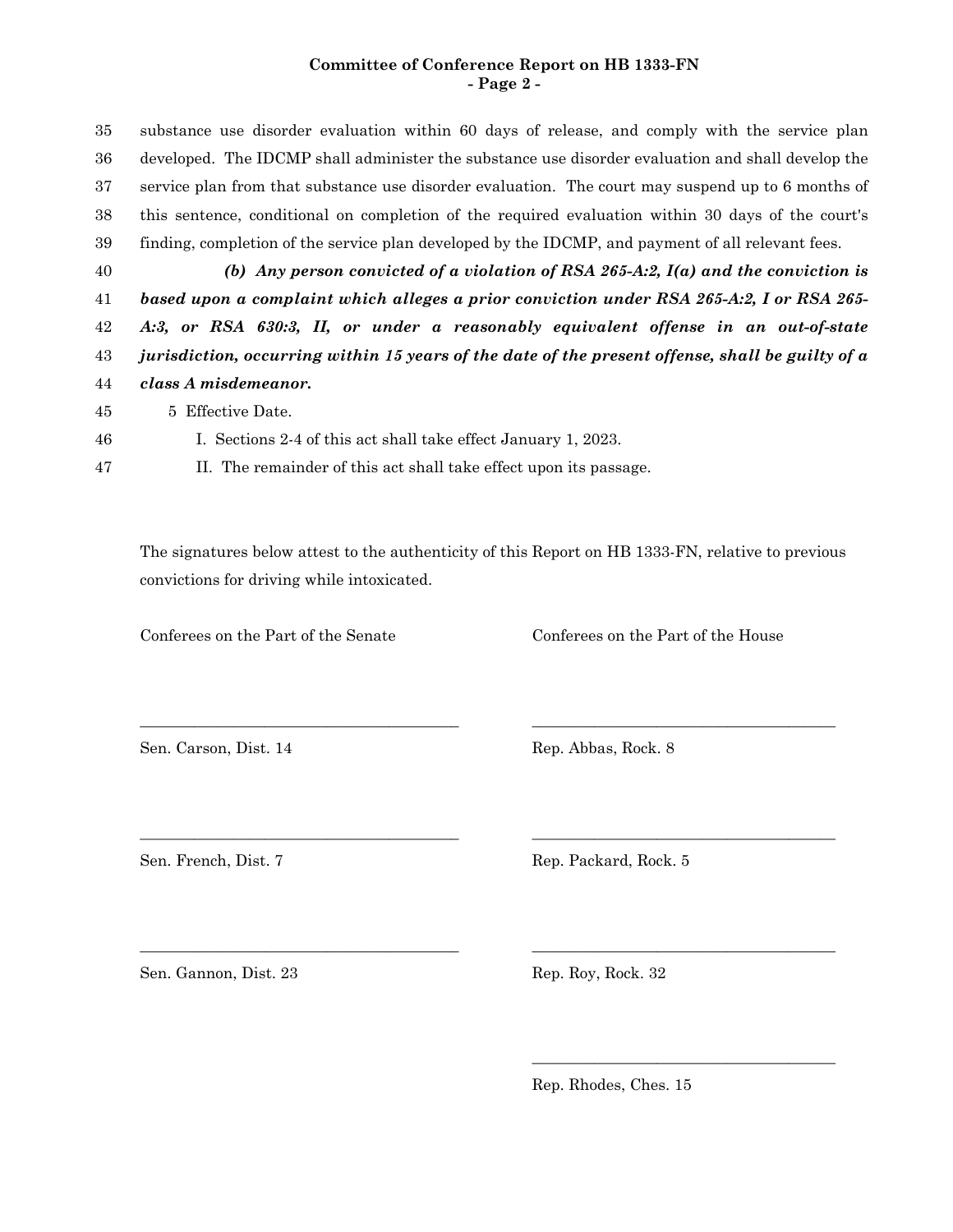substance use disorder evaluation within 60 days of release, and comply with the service plan developed. The IDCMP shall administer the substance use disorder evaluation and shall develop the service plan from that substance use disorder evaluation. The court may suspend up to 6 months of this sentence, conditional on completion of the required evaluation within 30 days of the court's finding, completion of the service plan developed by the IDCMP, and payment of all relevant fees.

***(b) Any person convicted of a violation of RSA 265-A:2, I(a) and the conviction is based upon a complaint which alleges a prior conviction under RSA 265-A:2, I or RSA 265-A:3, or RSA 630:3, II, or under a reasonably equivalent offense in an out-of-state jurisdiction, occurring within 15 years of the date of the present offense, shall be guilty of a class A misdemeanor.***

5 Effective Date.

I. Sections 2-4 of this act shall take effect January 1, 2023.

II. The remainder of this act shall take effect upon its passage.

The signatures below attest to the authenticity of this Report on HB 1333-FN, relative to previous convictions for driving while intoxicated.

| Conferees on the Part of the Senate | Conferees on the Part of the House |
|---|---|
| Sen. Carson, Dist. 14 | Rep. Abbas, Rock. 8 |
| Sen. French, Dist. 7 | Rep. Packard, Rock. 5 |
| Sen. Gannon, Dist. 23 | Rep. Roy, Rock. 32 |
| | Rep. Rhodes, Ches. 15 |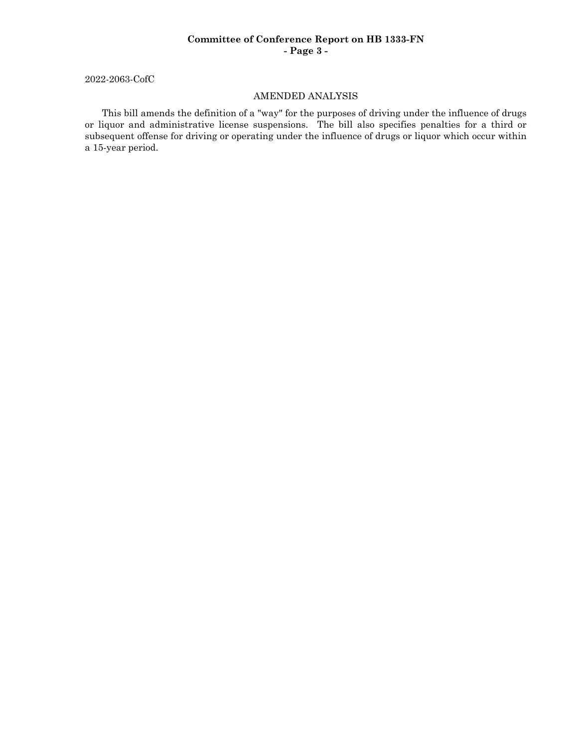2022-2063-CofC

## AMENDED ANALYSIS

This bill amends the definition of a "way" for the purposes of driving under the influence of drugs or liquor and administrative license suspensions. The bill also specifies penalties for a third or subsequent offense for driving or operating under the influence of drugs or liquor which occur within a 15-year period.